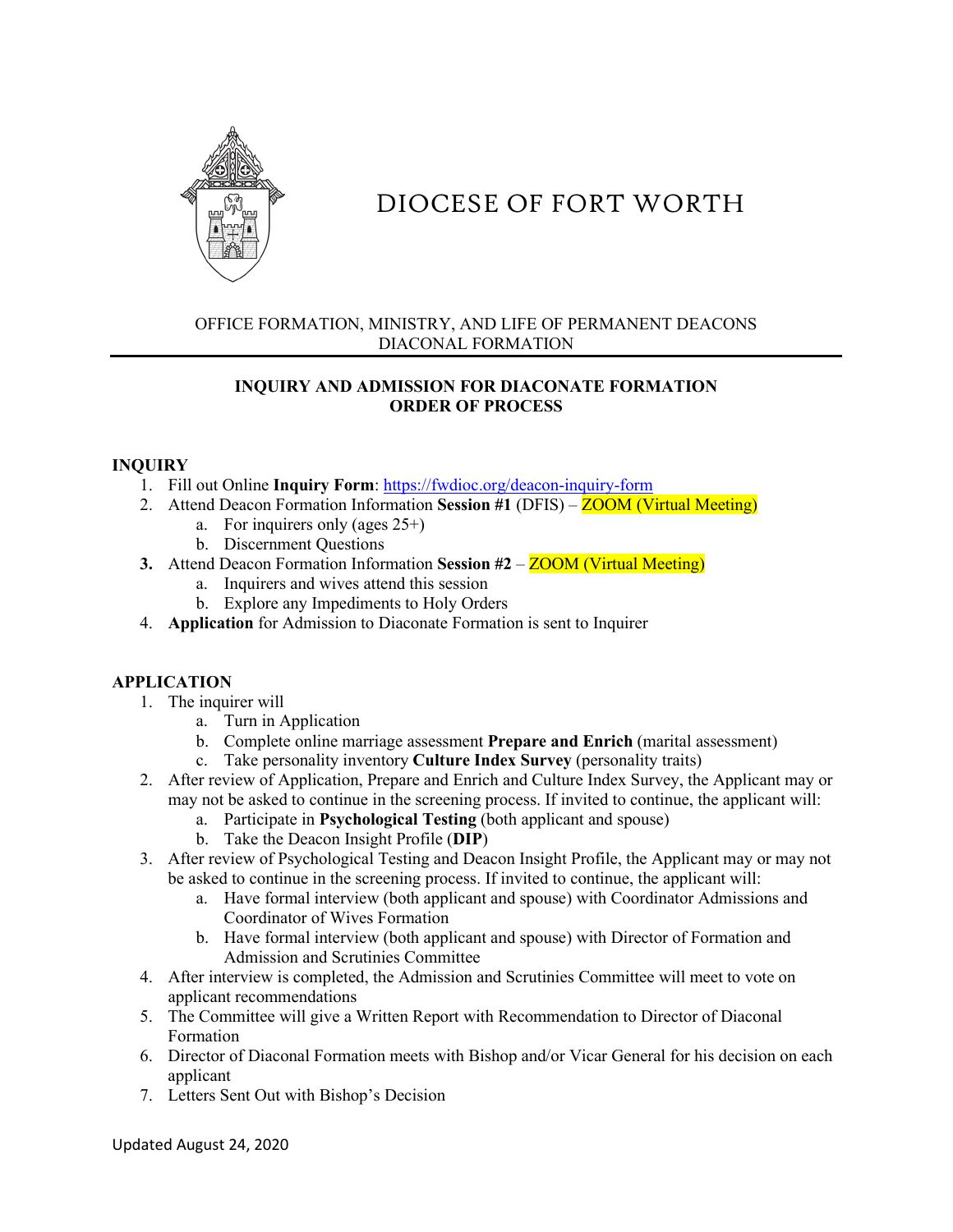# DIOCESE OF FORT WORTH

OFFICE FORMATION, MINISTRY, AND LIFE OF PERMANENT DEACONS
DIACONAL FORMATION

---

**INQUIRY AND ADMISSION FOR DIACONATE FORMATION**
**ORDER OF PROCESS**

## INQUIRY

1. Fill out Online **Inquiry Form**: https://fwdioc.org/deacon-inquiry-form
2. Attend Deacon Formation Information **Session #1** (DFIS) – ZOOM (Virtual Meeting)
   a. For inquirers only (ages 25+)
   b. Discernment Questions
3. Attend Deacon Formation Information **Session #2** – ZOOM (Virtual Meeting)
   a. Inquirers and wives attend this session
   b. Explore any Impediments to Holy Orders
4. **Application** for Admission to Diaconate Formation is sent to Inquirer

## APPLICATION

1. The inquirer will
   a. Turn in Application
   b. Complete online marriage assessment **Prepare and Enrich** (marital assessment)
   c. Take personality inventory **Culture Index Survey** (personality traits)
2. After review of Application, Prepare and Enrich and Culture Index Survey, the Applicant may or may not be asked to continue in the screening process. If invited to continue, the applicant will:
   a. Participate in **Psychological Testing** (both applicant and spouse)
   b. Take the Deacon Insight Profile (**DIP**)
3. After review of Psychological Testing and Deacon Insight Profile, the Applicant may or may not be asked to continue in the screening process. If invited to continue, the applicant will:
   a. Have formal interview (both applicant and spouse) with Coordinator Admissions and Coordinator of Wives Formation
   b. Have formal interview (both applicant and spouse) with Director of Formation and Admission and Scrutinies Committee
4. After interview is completed, the Admission and Scrutinies Committee will meet to vote on applicant recommendations
5. The Committee will give a Written Report with Recommendation to Director of Diaconal Formation
6. Director of Diaconal Formation meets with Bishop and/or Vicar General for his decision on each applicant
7. Letters Sent Out with Bishop's Decision

Updated August 24, 2020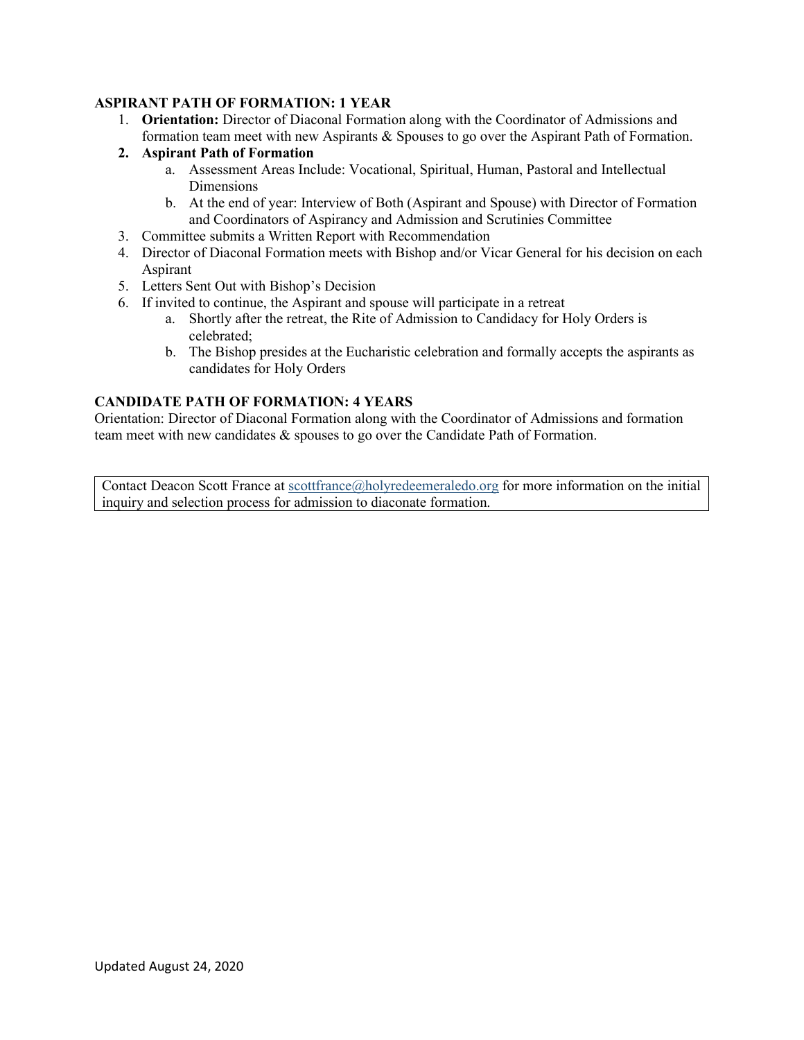**ASPIRANT PATH OF FORMATION: 1 YEAR**

1. **Orientation:** Director of Diaconal Formation along with the Coordinator of Admissions and formation team meet with new Aspirants & Spouses to go over the Aspirant Path of Formation.
2. **Aspirant Path of Formation**
    a. Assessment Areas Include: Vocational, Spiritual, Human, Pastoral and Intellectual Dimensions
    b. At the end of year: Interview of Both (Aspirant and Spouse) with Director of Formation and Coordinators of Aspirancy and Admission and Scrutinies Committee
3. Committee submits a Written Report with Recommendation
4. Director of Diaconal Formation meets with Bishop and/or Vicar General for his decision on each Aspirant
5. Letters Sent Out with Bishop's Decision
6. If invited to continue, the Aspirant and spouse will participate in a retreat
    a. Shortly after the retreat, the Rite of Admission to Candidacy for Holy Orders is celebrated;
    b. The Bishop presides at the Eucharistic celebration and formally accepts the aspirants as candidates for Holy Orders

**CANDIDATE PATH OF FORMATION: 4 YEARS**

Orientation: Director of Diaconal Formation along with the Coordinator of Admissions and formation team meet with new candidates & spouses to go over the Candidate Path of Formation.

Contact Deacon Scott France at scottfrance@holyredeemeraledo.org for more information on the initial inquiry and selection process for admission to diaconate formation.

Updated August 24, 2020